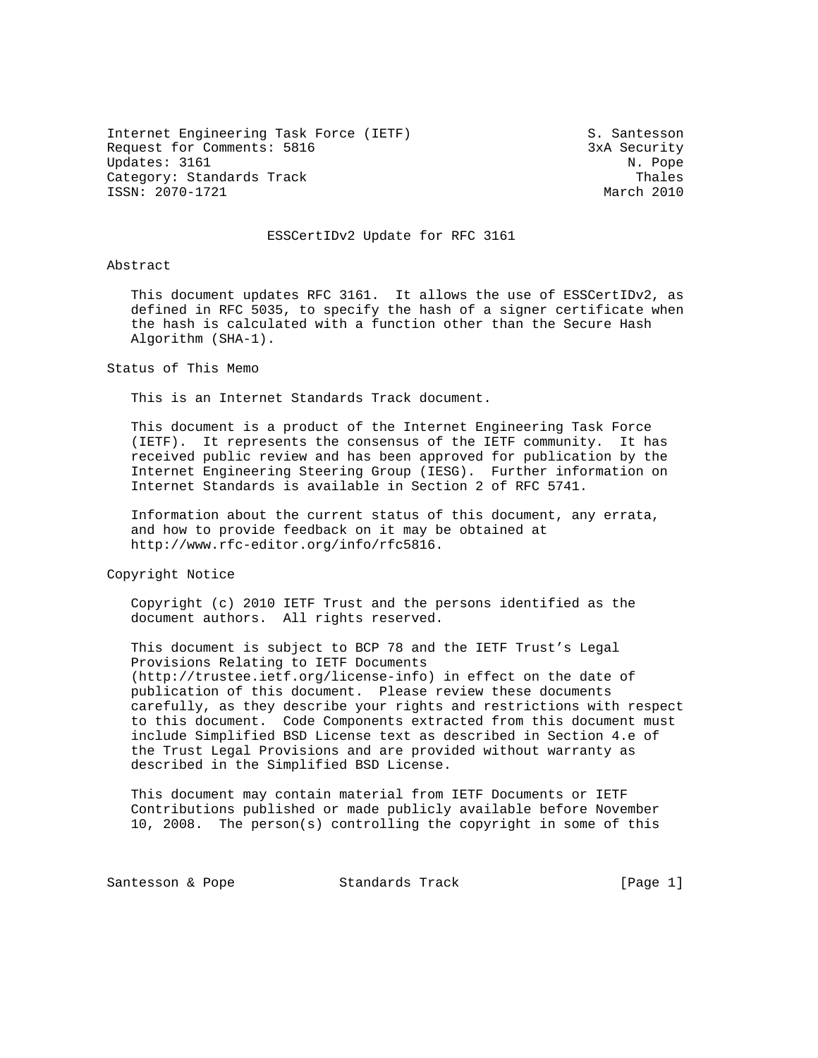Internet Engineering Task Force (IETF) S. Santesson
Request for Comments: 5816 3xA Security
Updates: 3161 N. Pope
Category: Standards Track Thales
ISSN: 2070-1721 March 2010

# ESSCertIDv2 Update for RFC 3161

## Abstract

This document updates RFC 3161. It allows the use of ESSCertIDv2, as defined in RFC 5035, to specify the hash of a signer certificate when the hash is calculated with a function other than the Secure Hash Algorithm (SHA-1).

## Status of This Memo

This is an Internet Standards Track document.

This document is a product of the Internet Engineering Task Force (IETF). It represents the consensus of the IETF community. It has received public review and has been approved for publication by the Internet Engineering Steering Group (IESG). Further information on Internet Standards is available in Section 2 of RFC 5741.

Information about the current status of this document, any errata, and how to provide feedback on it may be obtained at http://www.rfc-editor.org/info/rfc5816.

## Copyright Notice

Copyright (c) 2010 IETF Trust and the persons identified as the document authors. All rights reserved.

This document is subject to BCP 78 and the IETF Trust's Legal Provisions Relating to IETF Documents (http://trustee.ietf.org/license-info) in effect on the date of publication of this document. Please review these documents carefully, as they describe your rights and restrictions with respect to this document. Code Components extracted from this document must include Simplified BSD License text as described in Section 4.e of the Trust Legal Provisions and are provided without warranty as described in the Simplified BSD License.

This document may contain material from IETF Documents or IETF Contributions published or made publicly available before November 10, 2008. The person(s) controlling the copyright in some of this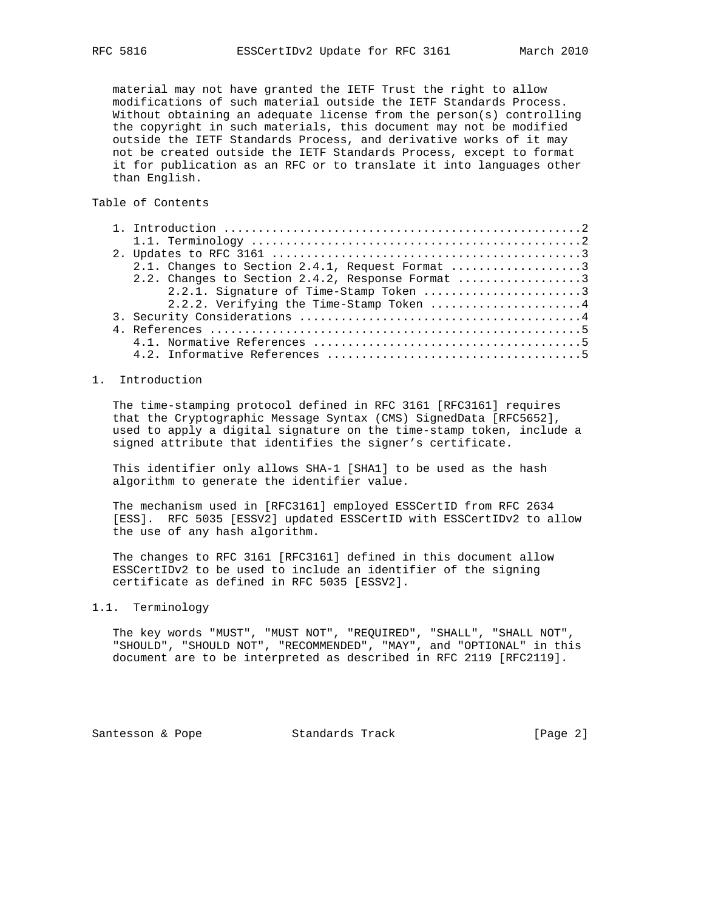material may not have granted the IETF Trust the right to allow modifications of such material outside the IETF Standards Process. Without obtaining an adequate license from the person(s) controlling the copyright in such materials, this document may not be modified outside the IETF Standards Process, and derivative works of it may not be created outside the IETF Standards Process, except to format it for publication as an RFC or to translate it into languages other than English.

## Table of Contents

```
   1. Introduction ....................................................2
      1.1. Terminology ................................................2
   2. Updates to RFC 3161 .............................................3
      2.1. Changes to Section 2.4.1, Request Format ...................3
      2.2. Changes to Section 2.4.2, Response Format ..................3
           2.2.1. Signature of Time-Stamp Token .......................3
           2.2.2. Verifying the Time-Stamp Token ......................4
   3. Security Considerations .........................................4
   4. References ......................................................5
      4.1. Normative References .......................................5
      4.2. Informative References .....................................5
```

## 1. Introduction

The time-stamping protocol defined in RFC 3161 [RFC3161] requires that the Cryptographic Message Syntax (CMS) SignedData [RFC5652], used to apply a digital signature on the time-stamp token, include a signed attribute that identifies the signer's certificate.

This identifier only allows SHA-1 [SHA1] to be used as the hash algorithm to generate the identifier value.

The mechanism used in [RFC3161] employed ESSCertID from RFC 2634 [ESS]. RFC 5035 [ESSV2] updated ESSCertID with ESSCertIDv2 to allow the use of any hash algorithm.

The changes to RFC 3161 [RFC3161] defined in this document allow ESSCertIDv2 to be used to include an identifier of the signing certificate as defined in RFC 5035 [ESSV2].

### 1.1. Terminology

The key words "MUST", "MUST NOT", "REQUIRED", "SHALL", "SHALL NOT", "SHOULD", "SHOULD NOT", "RECOMMENDED", "MAY", and "OPTIONAL" in this document are to be interpreted as described in RFC 2119 [RFC2119].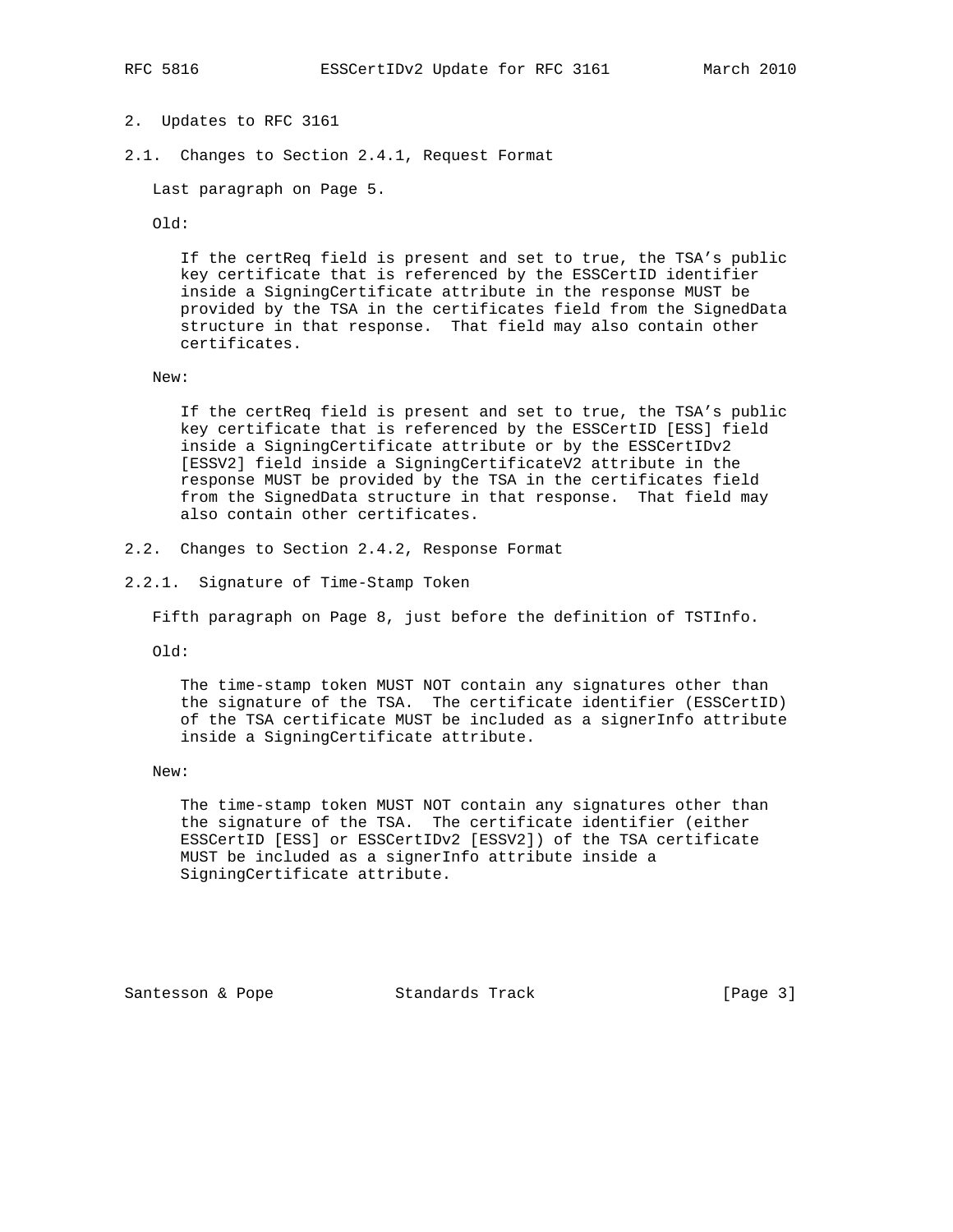## 2. Updates to RFC 3161

### 2.1. Changes to Section 2.4.1, Request Format

Last paragraph on Page 5.

Old:

> If the certReq field is present and set to true, the TSA's public key certificate that is referenced by the ESSCertID identifier inside a SigningCertificate attribute in the response MUST be provided by the TSA in the certificates field from the SignedData structure in that response. That field may also contain other certificates.

New:

> If the certReq field is present and set to true, the TSA's public key certificate that is referenced by the ESSCertID [ESS] field inside a SigningCertificate attribute or by the ESSCertIDv2 [ESSV2] field inside a SigningCertificateV2 attribute in the response MUST be provided by the TSA in the certificates field from the SignedData structure in that response. That field may also contain other certificates.

### 2.2. Changes to Section 2.4.2, Response Format

#### 2.2.1. Signature of Time-Stamp Token

Fifth paragraph on Page 8, just before the definition of TSTInfo.

Old:

> The time-stamp token MUST NOT contain any signatures other than the signature of the TSA. The certificate identifier (ESSCertID) of the TSA certificate MUST be included as a signerInfo attribute inside a SigningCertificate attribute.

New:

> The time-stamp token MUST NOT contain any signatures other than the signature of the TSA. The certificate identifier (either ESSCertID [ESS] or ESSCertIDv2 [ESSV2]) of the TSA certificate MUST be included as a signerInfo attribute inside a SigningCertificate attribute.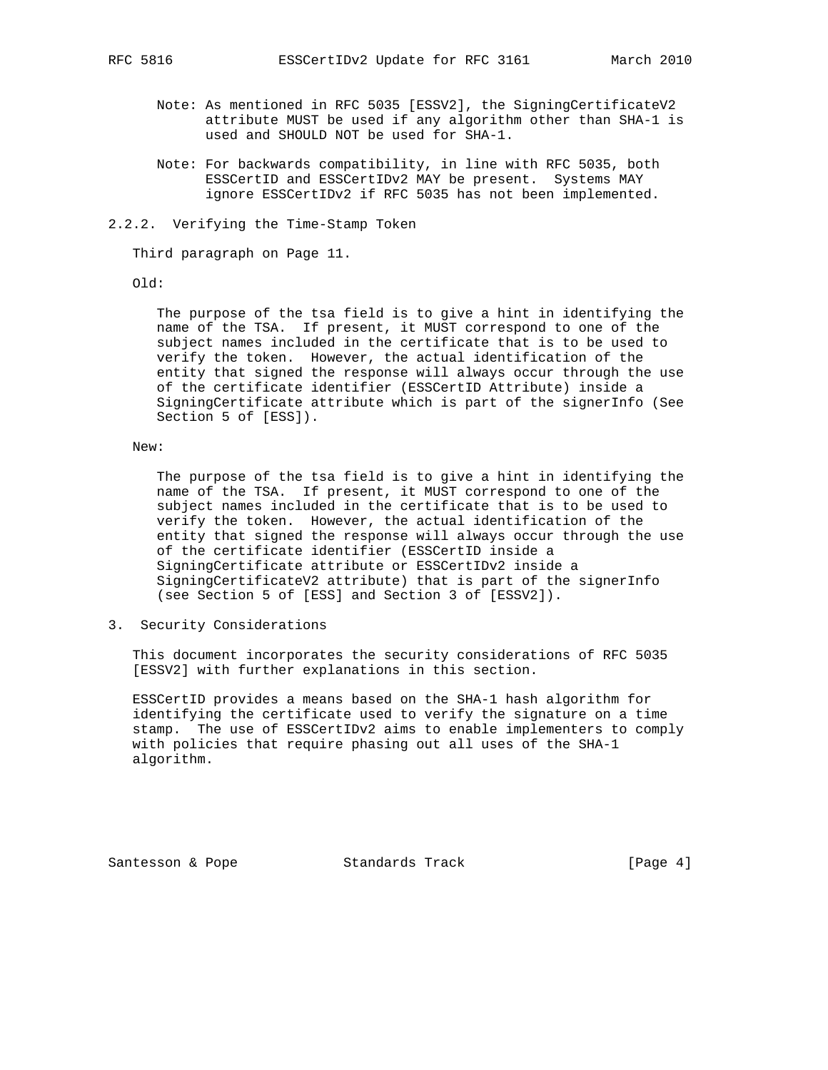Note: As mentioned in RFC 5035 [ESSV2], the SigningCertificateV2 attribute MUST be used if any algorithm other than SHA-1 is used and SHOULD NOT be used for SHA-1.

Note: For backwards compatibility, in line with RFC 5035, both ESSCertID and ESSCertIDv2 MAY be present. Systems MAY ignore ESSCertIDv2 if RFC 5035 has not been implemented.

### 2.2.2. Verifying the Time-Stamp Token

Third paragraph on Page 11.

Old:

> The purpose of the tsa field is to give a hint in identifying the name of the TSA. If present, it MUST correspond to one of the subject names included in the certificate that is to be used to verify the token. However, the actual identification of the entity that signed the response will always occur through the use of the certificate identifier (ESSCertID Attribute) inside a SigningCertificate attribute which is part of the signerInfo (See Section 5 of [ESS]).

New:

> The purpose of the tsa field is to give a hint in identifying the name of the TSA. If present, it MUST correspond to one of the subject names included in the certificate that is to be used to verify the token. However, the actual identification of the entity that signed the response will always occur through the use of the certificate identifier (ESSCertID inside a SigningCertificate attribute or ESSCertIDv2 inside a SigningCertificateV2 attribute) that is part of the signerInfo (see Section 5 of [ESS] and Section 3 of [ESSV2]).

## 3. Security Considerations

This document incorporates the security considerations of RFC 5035 [ESSV2] with further explanations in this section.

ESSCertID provides a means based on the SHA-1 hash algorithm for identifying the certificate used to verify the signature on a time stamp. The use of ESSCertIDv2 aims to enable implementers to comply with policies that require phasing out all uses of the SHA-1 algorithm.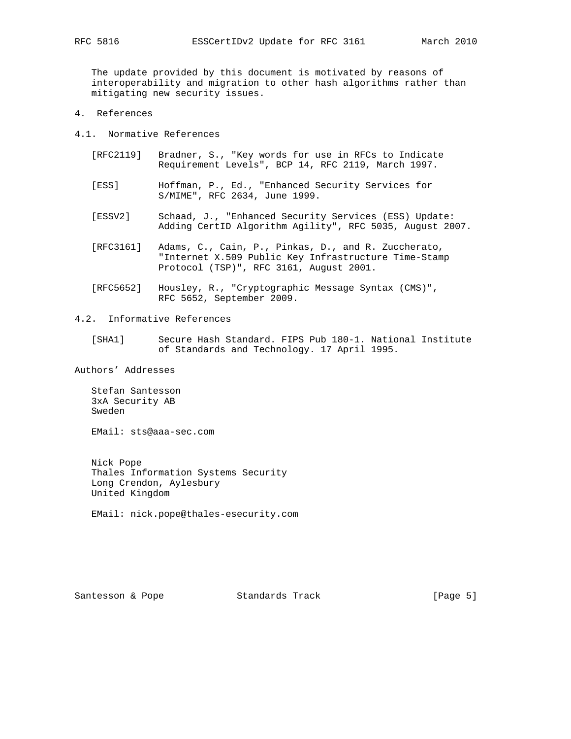The update provided by this document is motivated by reasons of interoperability and migration to other hash algorithms rather than mitigating new security issues.

## 4. References

### 4.1. Normative References

[RFC2119] Bradner, S., "Key words for use in RFCs to Indicate Requirement Levels", BCP 14, RFC 2119, March 1997.

[ESS] Hoffman, P., Ed., "Enhanced Security Services for S/MIME", RFC 2634, June 1999.

[ESSV2] Schaad, J., "Enhanced Security Services (ESS) Update: Adding CertID Algorithm Agility", RFC 5035, August 2007.

[RFC3161] Adams, C., Cain, P., Pinkas, D., and R. Zuccherato, "Internet X.509 Public Key Infrastructure Time-Stamp Protocol (TSP)", RFC 3161, August 2001.

[RFC5652] Housley, R., "Cryptographic Message Syntax (CMS)", RFC 5652, September 2009.

### 4.2. Informative References

[SHA1] Secure Hash Standard. FIPS Pub 180-1. National Institute of Standards and Technology. 17 April 1995.

## Authors' Addresses

Stefan Santesson
3xA Security AB
Sweden

EMail: sts@aaa-sec.com

Nick Pope
Thales Information Systems Security
Long Crendon, Aylesbury
United Kingdom

EMail: nick.pope@thales-esecurity.com